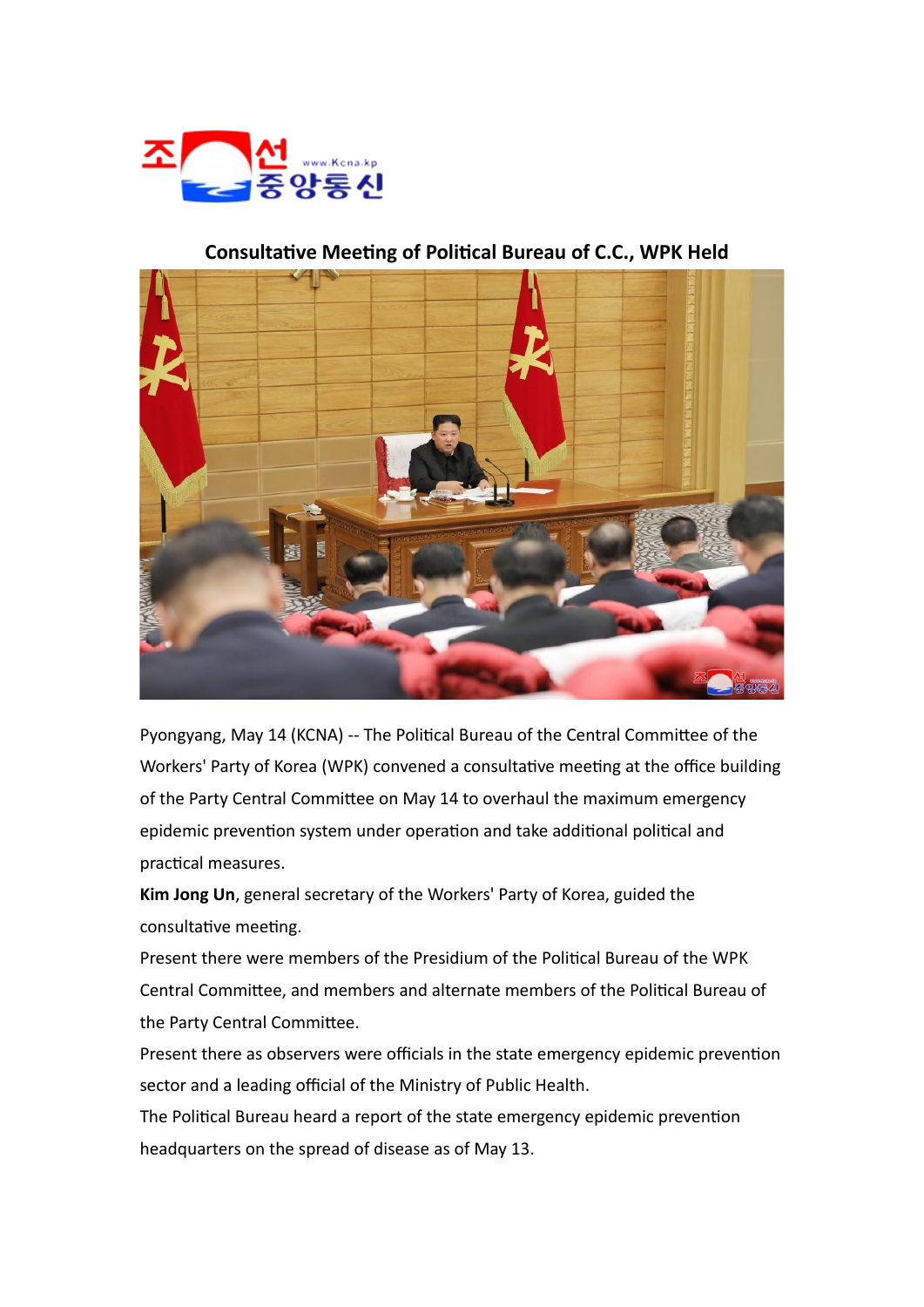조선중앙통신 www.Kcna.kp

## Consultative Meeting of Political Bureau of C.C., WPK Held

Pyongyang, May 14 (KCNA) -- The Political Bureau of the Central Committee of the Workers' Party of Korea (WPK) convened a consultative meeting at the office building of the Party Central Committee on May 14 to overhaul the maximum emergency epidemic prevention system under operation and take additional political and practical measures.

**Kim Jong Un**, general secretary of the Workers' Party of Korea, guided the consultative meeting.

Present there were members of the Presidium of the Political Bureau of the WPK Central Committee, and members and alternate members of the Political Bureau of the Party Central Committee.

Present there as observers were officials in the state emergency epidemic prevention sector and a leading official of the Ministry of Public Health.

The Political Bureau heard a report of the state emergency epidemic prevention headquarters on the spread of disease as of May 13.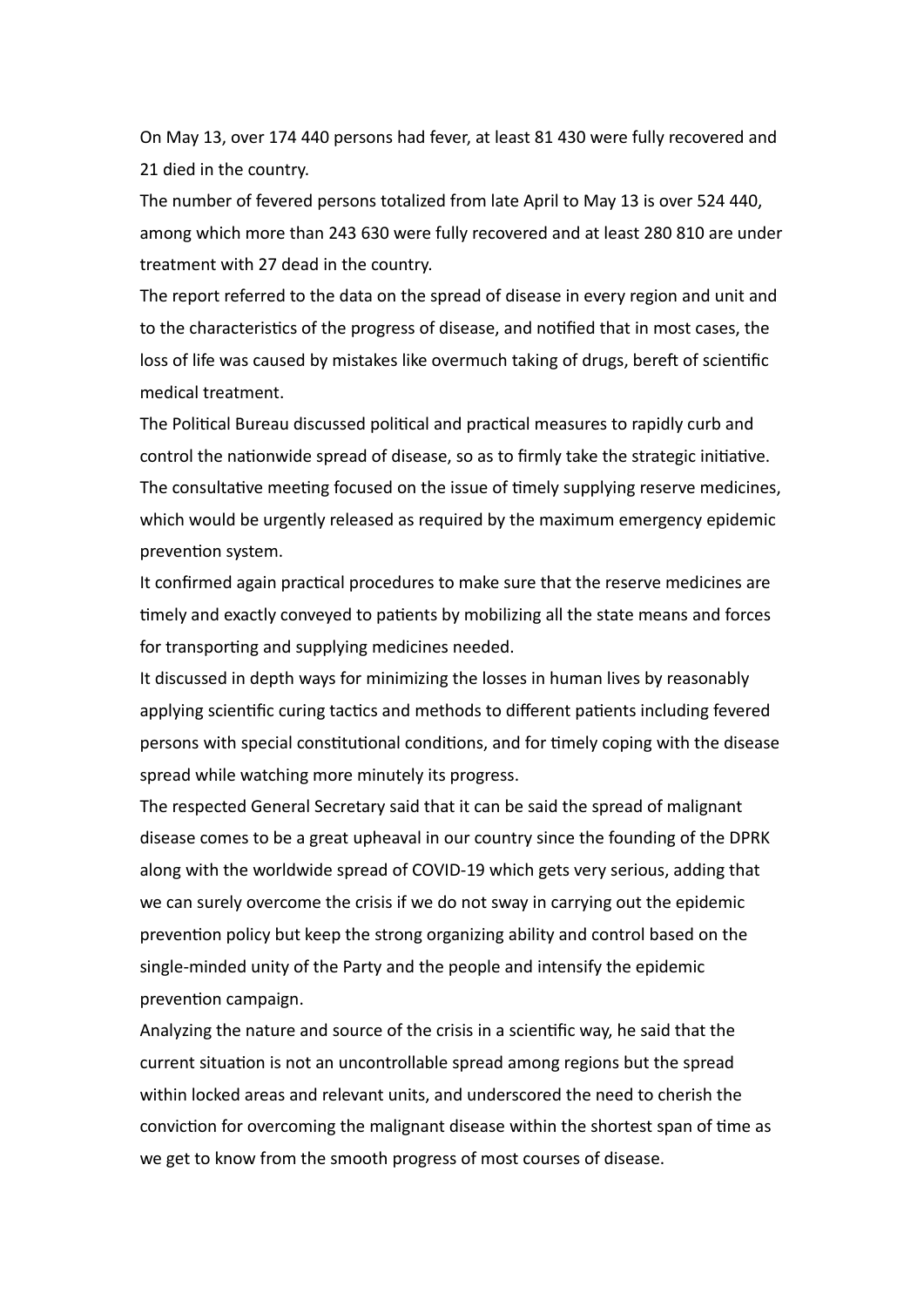On May 13, over 174 440 persons had fever, at least 81 430 were fully recovered and 21 died in the country.

The number of fevered persons totalized from late April to May 13 is over 524 440, among which more than 243 630 were fully recovered and at least 280 810 are under treatment with 27 dead in the country.

The report referred to the data on the spread of disease in every region and unit and to the characteristics of the progress of disease, and notified that in most cases, the loss of life was caused by mistakes like overmuch taking of drugs, bereft of scientific medical treatment.

The Political Bureau discussed political and practical measures to rapidly curb and control the nationwide spread of disease, so as to firmly take the strategic initiative.

The consultative meeting focused on the issue of timely supplying reserve medicines, which would be urgently released as required by the maximum emergency epidemic prevention system.

It confirmed again practical procedures to make sure that the reserve medicines are timely and exactly conveyed to patients by mobilizing all the state means and forces for transporting and supplying medicines needed.

It discussed in depth ways for minimizing the losses in human lives by reasonably applying scientific curing tactics and methods to different patients including fevered persons with special constitutional conditions, and for timely coping with the disease spread while watching more minutely its progress.

The respected General Secretary said that it can be said the spread of malignant disease comes to be a great upheaval in our country since the founding of the DPRK along with the worldwide spread of COVID-19 which gets very serious, adding that we can surely overcome the crisis if we do not sway in carrying out the epidemic prevention policy but keep the strong organizing ability and control based on the single-minded unity of the Party and the people and intensify the epidemic prevention campaign.

Analyzing the nature and source of the crisis in a scientific way, he said that the current situation is not an uncontrollable spread among regions but the spread within locked areas and relevant units, and underscored the need to cherish the conviction for overcoming the malignant disease within the shortest span of time as we get to know from the smooth progress of most courses of disease.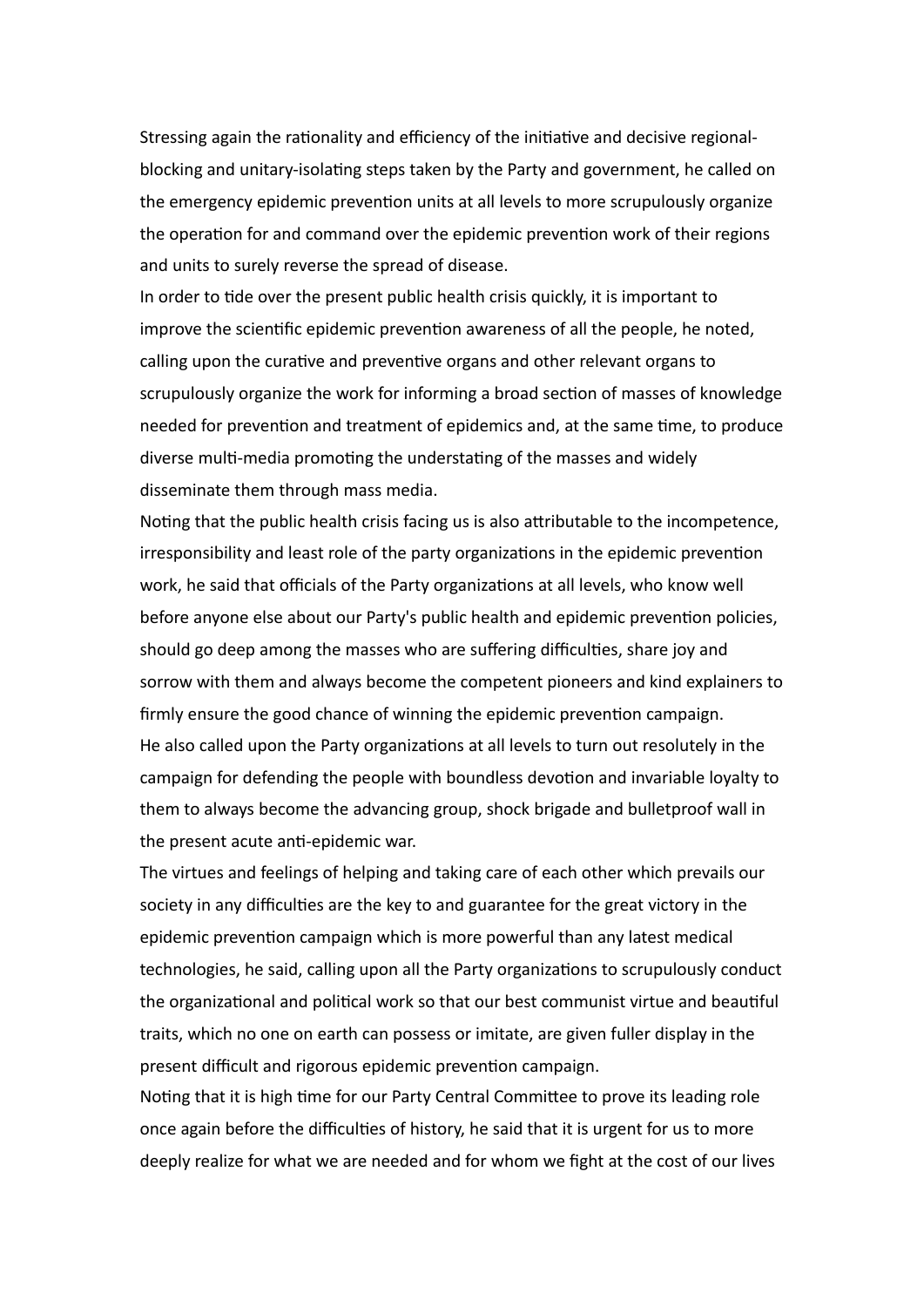Stressing again the rationality and efficiency of the initiative and decisive regional-blocking and unitary-isolating steps taken by the Party and government, he called on the emergency epidemic prevention units at all levels to more scrupulously organize the operation for and command over the epidemic prevention work of their regions and units to surely reverse the spread of disease.

In order to tide over the present public health crisis quickly, it is important to improve the scientific epidemic prevention awareness of all the people, he noted, calling upon the curative and preventive organs and other relevant organs to scrupulously organize the work for informing a broad section of masses of knowledge needed for prevention and treatment of epidemics and, at the same time, to produce diverse multi-media promoting the understating of the masses and widely disseminate them through mass media.

Noting that the public health crisis facing us is also attributable to the incompetence, irresponsibility and least role of the party organizations in the epidemic prevention work, he said that officials of the Party organizations at all levels, who know well before anyone else about our Party's public health and epidemic prevention policies, should go deep among the masses who are suffering difficulties, share joy and sorrow with them and always become the competent pioneers and kind explainers to firmly ensure the good chance of winning the epidemic prevention campaign.

He also called upon the Party organizations at all levels to turn out resolutely in the campaign for defending the people with boundless devotion and invariable loyalty to them to always become the advancing group, shock brigade and bulletproof wall in the present acute anti-epidemic war.

The virtues and feelings of helping and taking care of each other which prevails our society in any difficulties are the key to and guarantee for the great victory in the epidemic prevention campaign which is more powerful than any latest medical technologies, he said, calling upon all the Party organizations to scrupulously conduct the organizational and political work so that our best communist virtue and beautiful traits, which no one on earth can possess or imitate, are given fuller display in the present difficult and rigorous epidemic prevention campaign.

Noting that it is high time for our Party Central Committee to prove its leading role once again before the difficulties of history, he said that it is urgent for us to more deeply realize for what we are needed and for whom we fight at the cost of our lives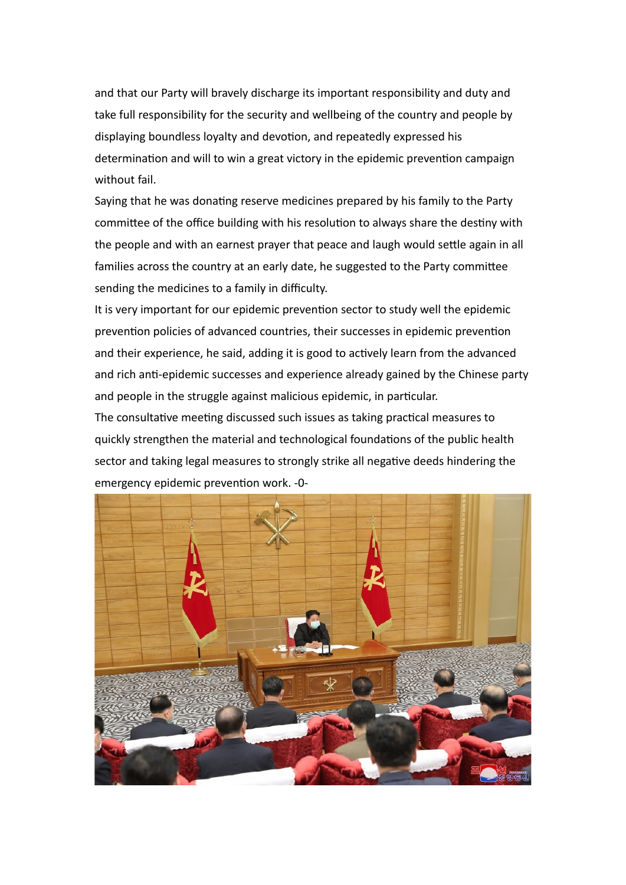and that our Party will bravely discharge its important responsibility and duty and take full responsibility for the security and wellbeing of the country and people by displaying boundless loyalty and devotion, and repeatedly expressed his determination and will to win a great victory in the epidemic prevention campaign without fail.

Saying that he was donating reserve medicines prepared by his family to the Party committee of the office building with his resolution to always share the destiny with the people and with an earnest prayer that peace and laugh would settle again in all families across the country at an early date, he suggested to the Party committee sending the medicines to a family in difficulty.

It is very important for our epidemic prevention sector to study well the epidemic prevention policies of advanced countries, their successes in epidemic prevention and their experience, he said, adding it is good to actively learn from the advanced and rich anti-epidemic successes and experience already gained by the Chinese party and people in the struggle against malicious epidemic, in particular.

The consultative meeting discussed such issues as taking practical measures to quickly strengthen the material and technological foundations of the public health sector and taking legal measures to strongly strike all negative deeds hindering the emergency epidemic prevention work. -0-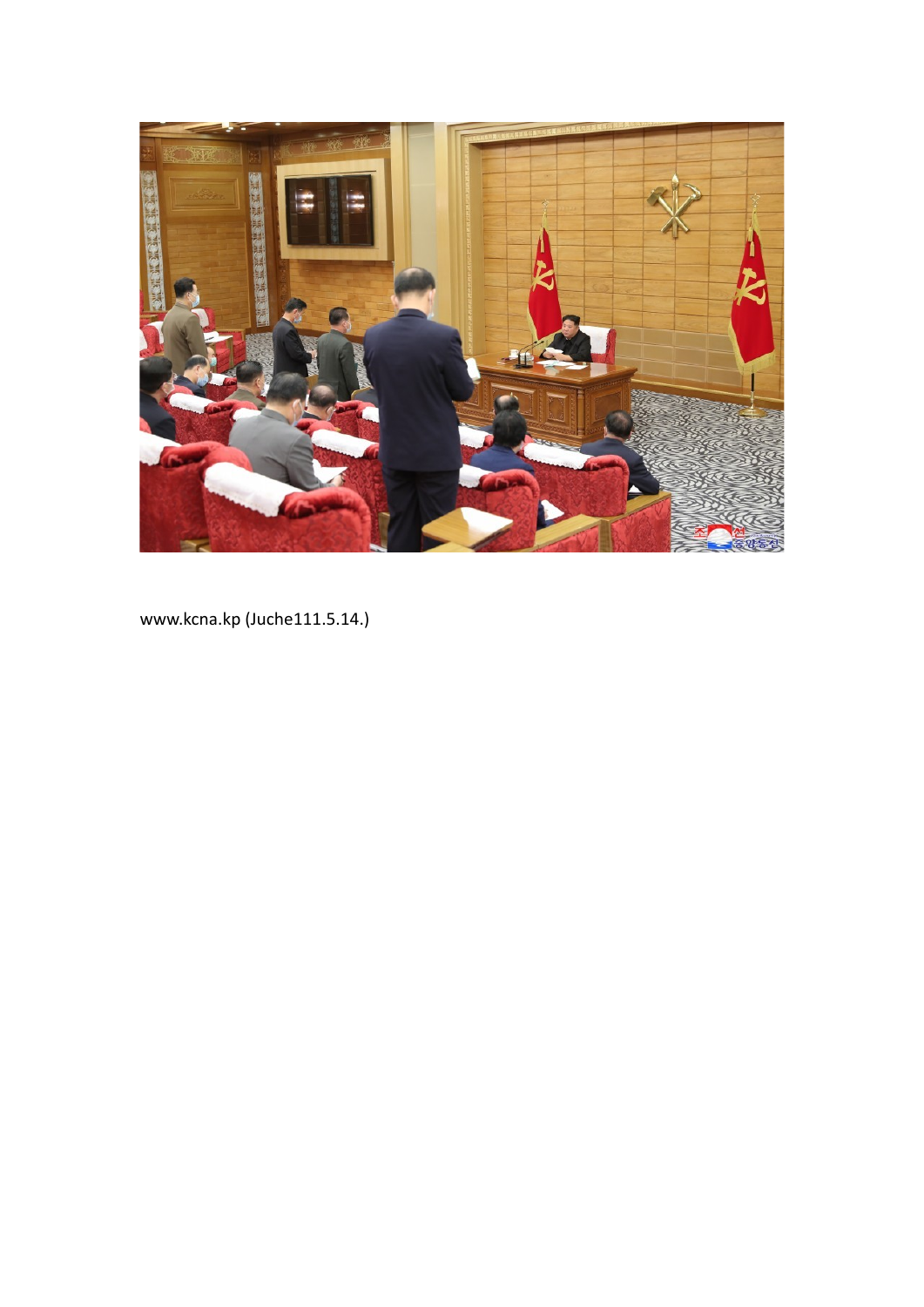www.kcna.kp (Juche111.5.14.)